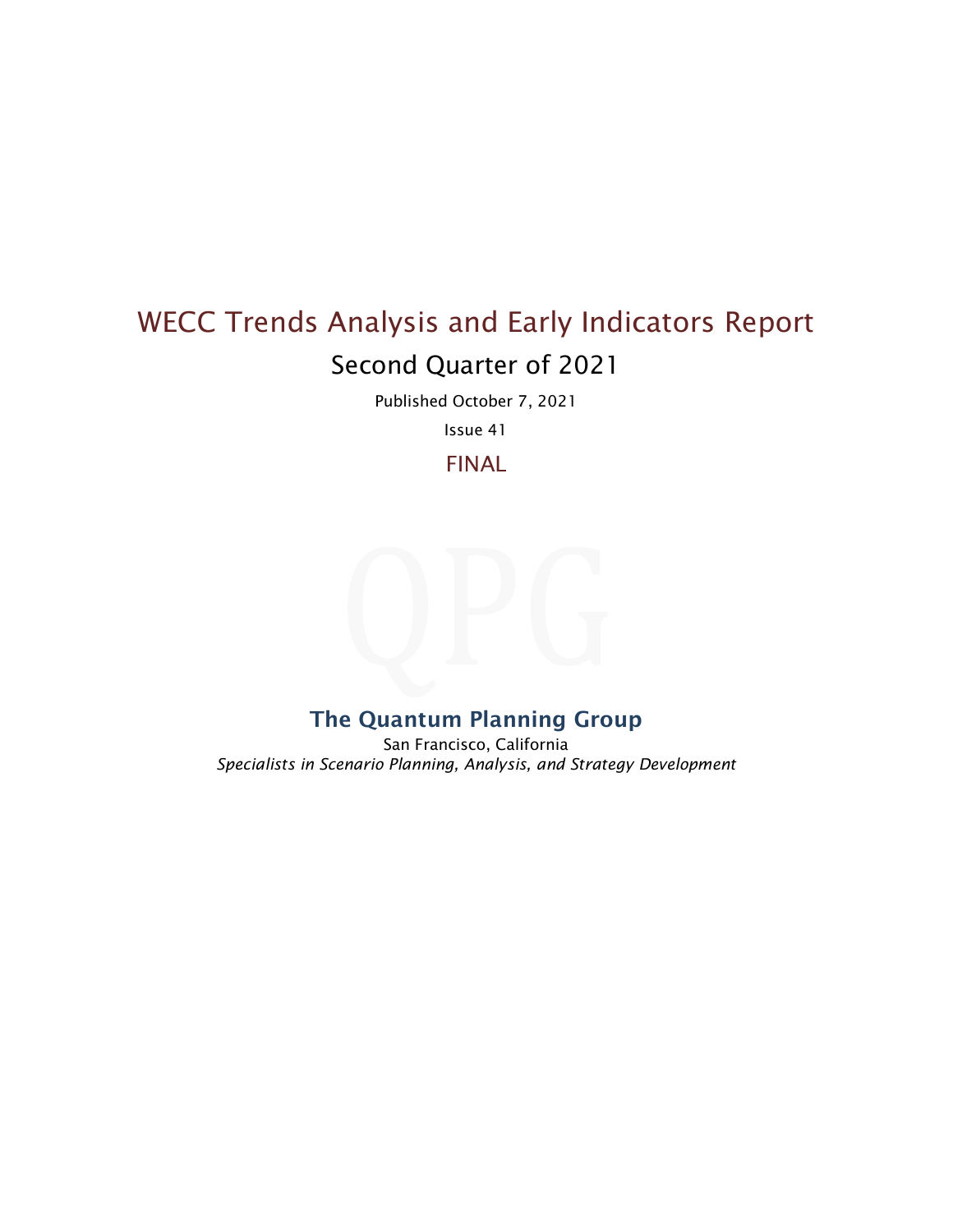# WECC Trends Analysis and Early Indicators Report

## Second Quarter of 2021

Published October 7, 2021

Issue 41

FINAL

**The Quantum Planning Group**

San Francisco, California

*Specialists in Scenario Planning, Analysis, and Strategy Development*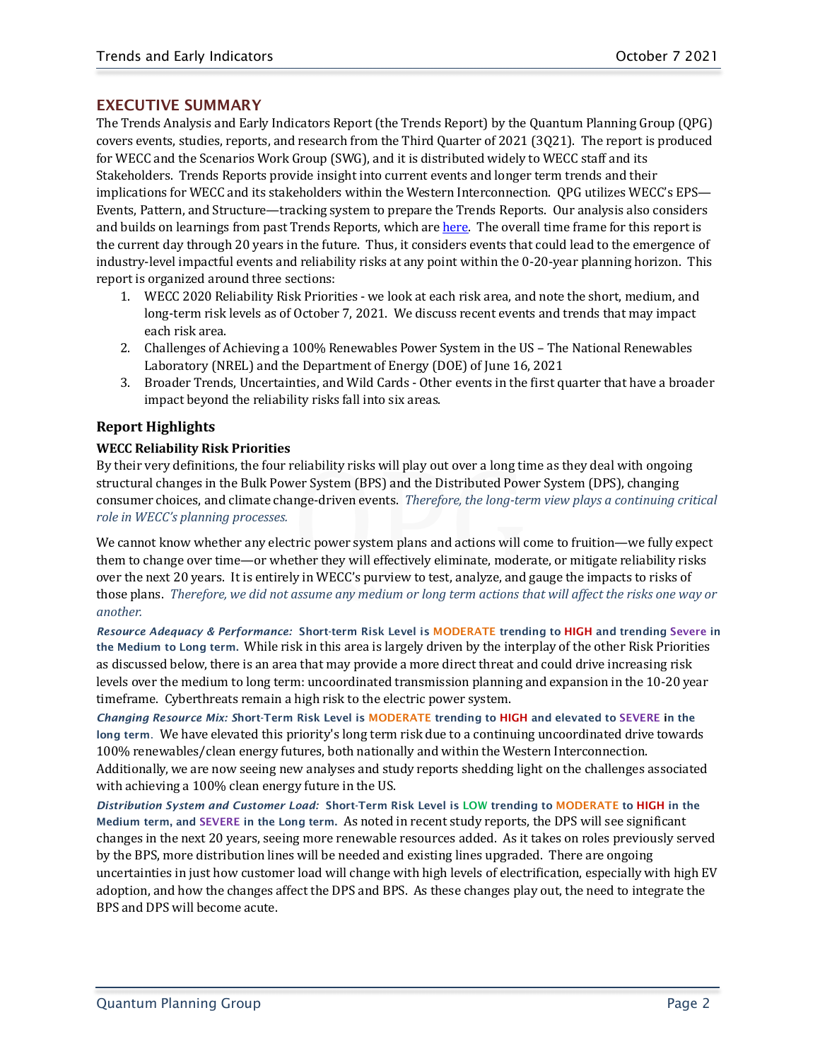## EXECUTIVE SUMMARY

The Trends Analysis and Early Indicators Report (the Trends Report) by the Quantum Planning Group (QPG) covers events, studies, reports, and research from the Third Quarter of 2021 (3Q21). The report is produced for WECC and the Scenarios Work Group (SWG), and it is distributed widely to WECC staff and its Stakeholders. Trends Reports provide insight into current events and longer term trends and their implications for WECC and its stakeholders within the Western Interconnection. QPG utilizes WECC's EPS—Events, Pattern, and Structure—tracking system to prepare the Trends Reports. Our analysis also considers and builds on learnings from past Trends Reports, which are here. The overall time frame for this report is the current day through 20 years in the future. Thus, it considers events that could lead to the emergence of industry-level impactful events and reliability risks at any point within the 0-20-year planning horizon. This report is organized around three sections:

1. WECC 2020 Reliability Risk Priorities - we look at each risk area, and note the short, medium, and long-term risk levels as of October 7, 2021. We discuss recent events and trends that may impact each risk area.
2. Challenges of Achieving a 100% Renewables Power System in the US – The National Renewables Laboratory (NREL) and the Department of Energy (DOE) of June 16, 2021
3. Broader Trends, Uncertainties, and Wild Cards - Other events in the first quarter that have a broader impact beyond the reliability risks fall into six areas.

### Report Highlights

**WECC Reliability Risk Priorities**

By their very definitions, the four reliability risks will play out over a long time as they deal with ongoing structural changes in the Bulk Power System (BPS) and the Distributed Power System (DPS), changing consumer choices, and climate change-driven events. *Therefore, the long-term view plays a continuing critical role in WECC's planning processes.*

We cannot know whether any electric power system plans and actions will come to fruition—we fully expect them to change over time—or whether they will effectively eliminate, moderate, or mitigate reliability risks over the next 20 years. It is entirely in WECC's purview to test, analyze, and gauge the impacts to risks of those plans. *Therefore, we did not assume any medium or long term actions that will affect the risks one way or another.*

***Resource Adequacy & Performance:* Short-term Risk Level is MODERATE trending to HIGH and trending Severe in the Medium to Long term.** While risk in this area is largely driven by the interplay of the other Risk Priorities as discussed below, there is an area that may provide a more direct threat and could drive increasing risk levels over the medium to long term: uncoordinated transmission planning and expansion in the 10-20 year timeframe. Cyberthreats remain a high risk to the electric power system.

***Changing Resource Mix:* Short-Term Risk Level is MODERATE trending to HIGH and elevated to SEVERE in the long term.** We have elevated this priority's long term risk due to a continuing uncoordinated drive towards 100% renewables/clean energy futures, both nationally and within the Western Interconnection. Additionally, we are now seeing new analyses and study reports shedding light on the challenges associated with achieving a 100% clean energy future in the US.

***Distribution System and Customer Load:* Short-Term Risk Level is LOW trending to MODERATE to HIGH in the Medium term, and SEVERE in the Long term.** As noted in recent study reports, the DPS will see significant changes in the next 20 years, seeing more renewable resources added. As it takes on roles previously served by the BPS, more distribution lines will be needed and existing lines upgraded. There are ongoing uncertainties in just how customer load will change with high levels of electrification, especially with high EV adoption, and how the changes affect the DPS and BPS. As these changes play out, the need to integrate the BPS and DPS will become acute.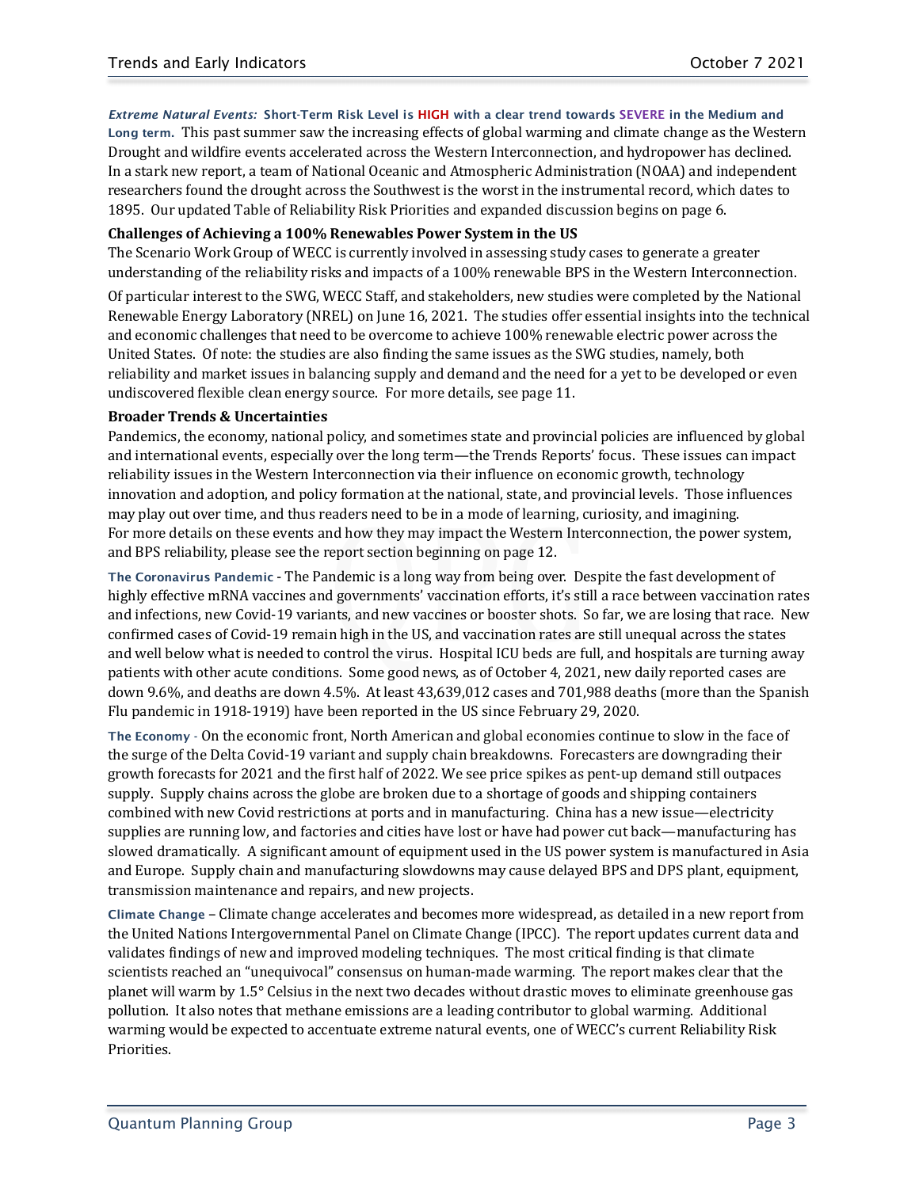***Extreme Natural Events:* Short-Term Risk Level is HIGH with a clear trend towards SEVERE in the Medium and Long term.** This past summer saw the increasing effects of global warming and climate change as the Western Drought and wildfire events accelerated across the Western Interconnection, and hydropower has declined. In a stark new report, a team of National Oceanic and Atmospheric Administration (NOAA) and independent researchers found the drought across the Southwest is the worst in the instrumental record, which dates to 1895. Our updated Table of Reliability Risk Priorities and expanded discussion begins on page 6.

**Challenges of Achieving a 100% Renewables Power System in the US**

The Scenario Work Group of WECC is currently involved in assessing study cases to generate a greater understanding of the reliability risks and impacts of a 100% renewable BPS in the Western Interconnection.

Of particular interest to the SWG, WECC Staff, and stakeholders, new studies were completed by the National Renewable Energy Laboratory (NREL) on June 16, 2021. The studies offer essential insights into the technical and economic challenges that need to be overcome to achieve 100% renewable electric power across the United States. Of note: the studies are also finding the same issues as the SWG studies, namely, both reliability and market issues in balancing supply and demand and the need for a yet to be developed or even undiscovered flexible clean energy source. For more details, see page 11.

**Broader Trends & Uncertainties**

Pandemics, the economy, national policy, and sometimes state and provincial policies are influenced by global and international events, especially over the long term—the Trends Reports' focus. These issues can impact reliability issues in the Western Interconnection via their influence on economic growth, technology innovation and adoption, and policy formation at the national, state, and provincial levels. Those influences may play out over time, and thus readers need to be in a mode of learning, curiosity, and imagining. For more details on these events and how they may impact the Western Interconnection, the power system, and BPS reliability, please see the report section beginning on page 12.

**The Coronavirus Pandemic** - The Pandemic is a long way from being over. Despite the fast development of highly effective mRNA vaccines and governments' vaccination efforts, it's still a race between vaccination rates and infections, new Covid-19 variants, and new vaccines or booster shots. So far, we are losing that race. New confirmed cases of Covid-19 remain high in the US, and vaccination rates are still unequal across the states and well below what is needed to control the virus. Hospital ICU beds are full, and hospitals are turning away patients with other acute conditions. Some good news, as of October 4, 2021, new daily reported cases are down 9.6%, and deaths are down 4.5%. At least 43,639,012 cases and 701,988 deaths (more than the Spanish Flu pandemic in 1918-1919) have been reported in the US since February 29, 2020.

**The Economy** - On the economic front, North American and global economies continue to slow in the face of the surge of the Delta Covid-19 variant and supply chain breakdowns. Forecasters are downgrading their growth forecasts for 2021 and the first half of 2022. We see price spikes as pent-up demand still outpaces supply. Supply chains across the globe are broken due to a shortage of goods and shipping containers combined with new Covid restrictions at ports and in manufacturing. China has a new issue—electricity supplies are running low, and factories and cities have lost or have had power cut back—manufacturing has slowed dramatically. A significant amount of equipment used in the US power system is manufactured in Asia and Europe. Supply chain and manufacturing slowdowns may cause delayed BPS and DPS plant, equipment, transmission maintenance and repairs, and new projects.

**Climate Change** – Climate change accelerates and becomes more widespread, as detailed in a new report from the United Nations Intergovernmental Panel on Climate Change (IPCC). The report updates current data and validates findings of new and improved modeling techniques. The most critical finding is that climate scientists reached an "unequivocal" consensus on human-made warming. The report makes clear that the planet will warm by 1.5° Celsius in the next two decades without drastic moves to eliminate greenhouse gas pollution. It also notes that methane emissions are a leading contributor to global warming. Additional warming would be expected to accentuate extreme natural events, one of WECC's current Reliability Risk Priorities.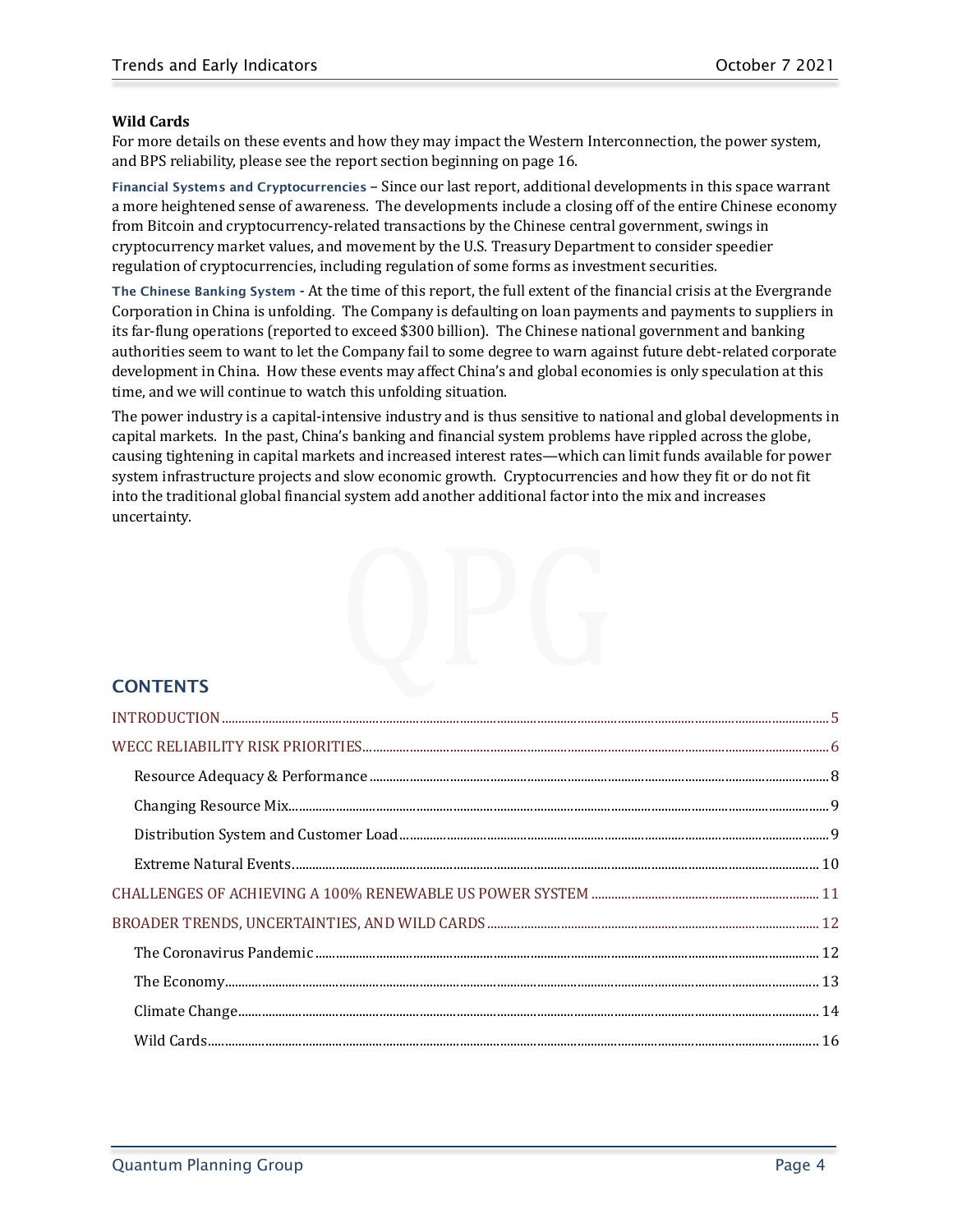**Wild Cards**

For more details on these events and how they may impact the Western Interconnection, the power system, and BPS reliability, please see the report section beginning on page 16.

**Financial Systems and Cryptocurrencies –** Since our last report, additional developments in this space warrant a more heightened sense of awareness. The developments include a closing off of the entire Chinese economy from Bitcoin and cryptocurrency-related transactions by the Chinese central government, swings in cryptocurrency market values, and movement by the U.S. Treasury Department to consider speedier regulation of cryptocurrencies, including regulation of some forms as investment securities.

**The Chinese Banking System** - At the time of this report, the full extent of the financial crisis at the Evergrande Corporation in China is unfolding. The Company is defaulting on loan payments and payments to suppliers in its far-flung operations (reported to exceed $300 billion). The Chinese national government and banking authorities seem to want to let the Company fail to some degree to warn against future debt-related corporate development in China. How these events may affect China's and global economies is only speculation at this time, and we will continue to watch this unfolding situation.

The power industry is a capital-intensive industry and is thus sensitive to national and global developments in capital markets. In the past, China's banking and financial system problems have rippled across the globe, causing tightening in capital markets and increased interest rates—which can limit funds available for power system infrastructure projects and slow economic growth. Cryptocurrencies and how they fit or do not fit into the traditional global financial system add another additional factor into the mix and increases uncertainty.

## CONTENTS

- INTRODUCTION ........ 5
- WECC RELIABILITY RISK PRIORITIES ........ 6
  - Resource Adequacy & Performance ........ 8
  - Changing Resource Mix ........ 9
  - Distribution System and Customer Load ........ 9
  - Extreme Natural Events ........ 10
- CHALLENGES OF ACHIEVING A 100% RENEWABLE US POWER SYSTEM ........ 11
- BROADER TRENDS, UNCERTAINTIES, AND WILD CARDS ........ 12
  - The Coronavirus Pandemic ........ 12
  - The Economy ........ 13
  - Climate Change ........ 14
  - Wild Cards ........ 16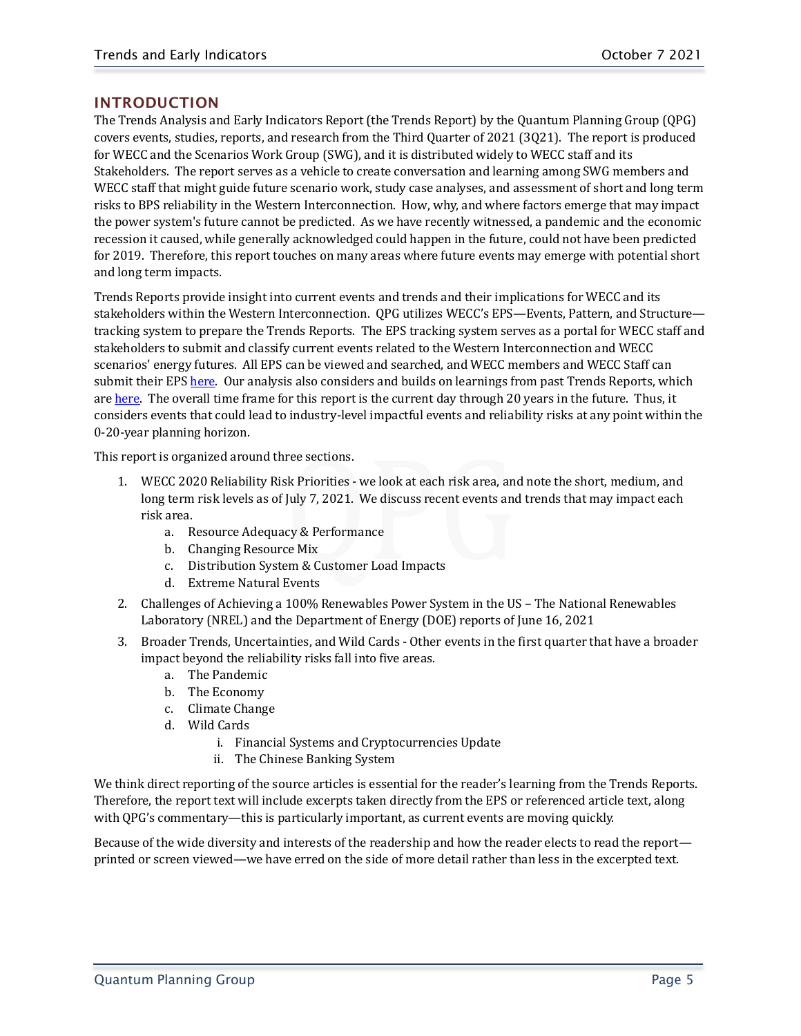## INTRODUCTION

The Trends Analysis and Early Indicators Report (the Trends Report) by the Quantum Planning Group (QPG) covers events, studies, reports, and research from the Third Quarter of 2021 (3Q21). The report is produced for WECC and the Scenarios Work Group (SWG), and it is distributed widely to WECC staff and its Stakeholders. The report serves as a vehicle to create conversation and learning among SWG members and WECC staff that might guide future scenario work, study case analyses, and assessment of short and long term risks to BPS reliability in the Western Interconnection. How, why, and where factors emerge that may impact the power system's future cannot be predicted. As we have recently witnessed, a pandemic and the economic recession it caused, while generally acknowledged could happen in the future, could not have been predicted for 2019. Therefore, this report touches on many areas where future events may emerge with potential short and long term impacts.

Trends Reports provide insight into current events and trends and their implications for WECC and its stakeholders within the Western Interconnection. QPG utilizes WECC's EPS—Events, Pattern, and Structure—tracking system to prepare the Trends Reports. The EPS tracking system serves as a portal for WECC staff and stakeholders to submit and classify current events related to the Western Interconnection and WECC scenarios' energy futures. All EPS can be viewed and searched, and WECC members and WECC Staff can submit their EPS here. Our analysis also considers and builds on learnings from past Trends Reports, which are here. The overall time frame for this report is the current day through 20 years in the future. Thus, it considers events that could lead to industry-level impactful events and reliability risks at any point within the 0-20-year planning horizon.

This report is organized around three sections.

1. WECC 2020 Reliability Risk Priorities - we look at each risk area, and note the short, medium, and long term risk levels as of July 7, 2021. We discuss recent events and trends that may impact each risk area.
    a. Resource Adequacy & Performance
    b. Changing Resource Mix
    c. Distribution System & Customer Load Impacts
    d. Extreme Natural Events
2. Challenges of Achieving a 100% Renewables Power System in the US – The National Renewables Laboratory (NREL) and the Department of Energy (DOE) reports of June 16, 2021
3. Broader Trends, Uncertainties, and Wild Cards - Other events in the first quarter that have a broader impact beyond the reliability risks fall into five areas.
    a. The Pandemic
    b. The Economy
    c. Climate Change
    d. Wild Cards
        i. Financial Systems and Cryptocurrencies Update
        ii. The Chinese Banking System

We think direct reporting of the source articles is essential for the reader's learning from the Trends Reports. Therefore, the report text will include excerpts taken directly from the EPS or referenced article text, along with QPG's commentary—this is particularly important, as current events are moving quickly.

Because of the wide diversity and interests of the readership and how the reader elects to read the report—printed or screen viewed—we have erred on the side of more detail rather than less in the excerpted text.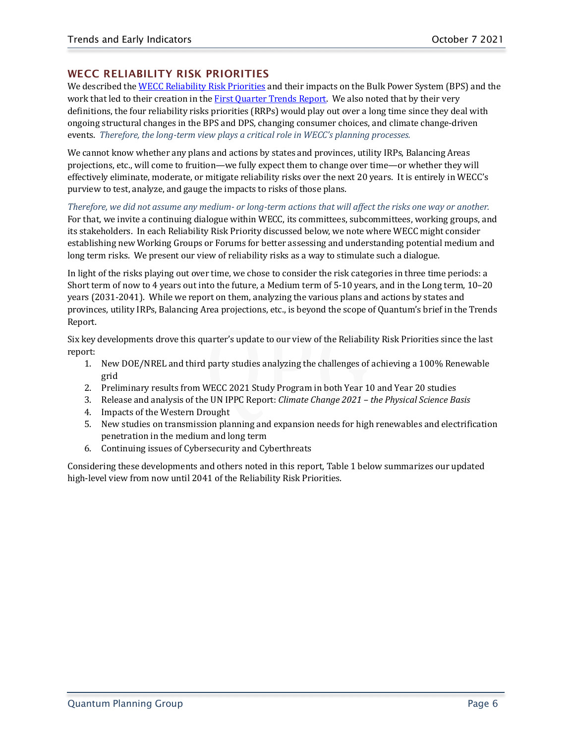## WECC RELIABILITY RISK PRIORITIES

We described the WECC Reliability Risk Priorities and their impacts on the Bulk Power System (BPS) and the work that led to their creation in the First Quarter Trends Report. We also noted that by their very definitions, the four reliability risks priorities (RRPs) would play out over a long time since they deal with ongoing structural changes in the BPS and DPS, changing consumer choices, and climate change-driven events. *Therefore, the long-term view plays a critical role in WECC's planning processes.*

We cannot know whether any plans and actions by states and provinces, utility IRPs, Balancing Areas projections, etc., will come to fruition—we fully expect them to change over time—or whether they will effectively eliminate, moderate, or mitigate reliability risks over the next 20 years. It is entirely in WECC's purview to test, analyze, and gauge the impacts to risks of those plans.

*Therefore, we did not assume any medium- or long-term actions that will affect the risks one way or another.* For that, we invite a continuing dialogue within WECC, its committees, subcommittees, working groups, and its stakeholders. In each Reliability Risk Priority discussed below, we note where WECC might consider establishing new Working Groups or Forums for better assessing and understanding potential medium and long term risks. We present our view of reliability risks as a way to stimulate such a dialogue.

In light of the risks playing out over time, we chose to consider the risk categories in three time periods: a Short term of now to 4 years out into the future, a Medium term of 5-10 years, and in the Long term, 10–20 years (2031-2041). While we report on them, analyzing the various plans and actions by states and provinces, utility IRPs, Balancing Area projections, etc., is beyond the scope of Quantum's brief in the Trends Report.

Six key developments drove this quarter's update to our view of the Reliability Risk Priorities since the last report:

1. New DOE/NREL and third party studies analyzing the challenges of achieving a 100% Renewable grid
2. Preliminary results from WECC 2021 Study Program in both Year 10 and Year 20 studies
3. Release and analysis of the UN IPPC Report: *Climate Change 2021 – the Physical Science Basis*
4. Impacts of the Western Drought
5. New studies on transmission planning and expansion needs for high renewables and electrification penetration in the medium and long term
6. Continuing issues of Cybersecurity and Cyberthreats

Considering these developments and others noted in this report, Table 1 below summarizes our updated high-level view from now until 2041 of the Reliability Risk Priorities.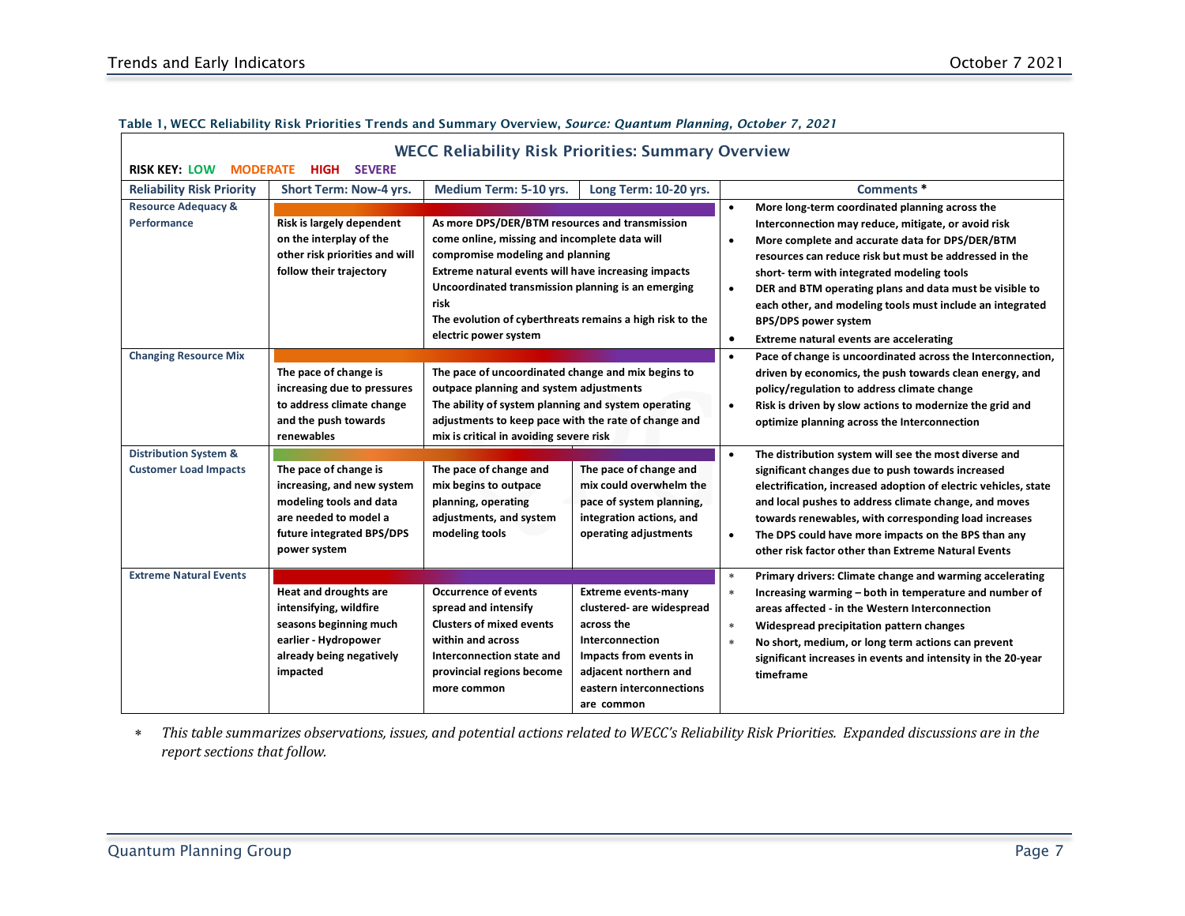Table 1, WECC Reliability Risk Priorities Trends and Summary Overview, *Source: Quantum Planning, October 7, 2021*

**WECC Reliability Risk Priorities: Summary Overview**

RISK KEY: LOW MODERATE HIGH SEVERE

| Reliability Risk Priority | Short Term: Now-4 yrs. | Medium Term: 5-10 yrs. | Long Term: 10-20 yrs. | Comments * |
|---|---|---|---|---|
| **Resource Adequacy & Performance** | Risk is largely dependent on the interplay of the other risk priorities and will follow their trajectory | As more DPS/DER/BTM resources and transmission come online, missing and incomplete data will compromise modeling and planning<br>Extreme natural events will have increasing impacts<br>Uncoordinated transmission planning is an emerging risk<br>The evolution of cyberthreats remains a high risk to the electric power system | | • More long-term coordinated planning across the Interconnection may reduce, mitigate, or avoid risk<br>• More complete and accurate data for DPS/DER/BTM resources can reduce risk but must be addressed in the short- term with integrated modeling tools<br>• DER and BTM operating plans and data must be visible to each other, and modeling tools must include an integrated BPS/DPS power system<br>• Extreme natural events are accelerating |
| **Changing Resource Mix** | The pace of change is increasing due to pressures to address climate change and the push towards renewables | The pace of uncoordinated change and mix begins to outpace planning and system adjustments<br>The ability of system planning and system operating adjustments to keep pace with the rate of change and mix is critical in avoiding severe risk | | • Pace of change is uncoordinated across the Interconnection, driven by economics, the push towards clean energy, and policy/regulation to address climate change<br>• Risk is driven by slow actions to modernize the grid and optimize planning across the Interconnection |
| **Distribution System & Customer Load Impacts** | The pace of change is increasing, and new system modeling tools and data are needed to model a future integrated BPS/DPS power system | The pace of change and mix begins to outpace planning, operating adjustments, and system modeling tools | The pace of change and mix could overwhelm the pace of system planning, integration actions, and operating adjustments | • The distribution system will see the most diverse and significant changes due to push towards increased electrification, increased adoption of electric vehicles, state and local pushes to address climate change, and moves towards renewables, with corresponding load increases<br>• The DPS could have more impacts on the BPS than any other risk factor other than Extreme Natural Events |
| **Extreme Natural Events** | Heat and droughts are intensifying, wildfire seasons beginning much earlier - Hydropower already being negatively impacted | Occurrence of events spread and intensify<br>Clusters of mixed events within and across Interconnection state and provincial regions become more common | Extreme events-many clustered- are widespread across the Interconnection<br>Impacts from events in adjacent northern and eastern interconnections are common | ∗ Primary drivers: Climate change and warming accelerating<br>∗ Increasing warming – both in temperature and number of areas affected - in the Western Interconnection<br>∗ Widespread precipitation pattern changes<br>∗ No short, medium, or long term actions can prevent significant increases in events and intensity in the 20-year timeframe |

∗ *This table summarizes observations, issues, and potential actions related to WECC's Reliability Risk Priorities. Expanded discussions are in the report sections that follow.*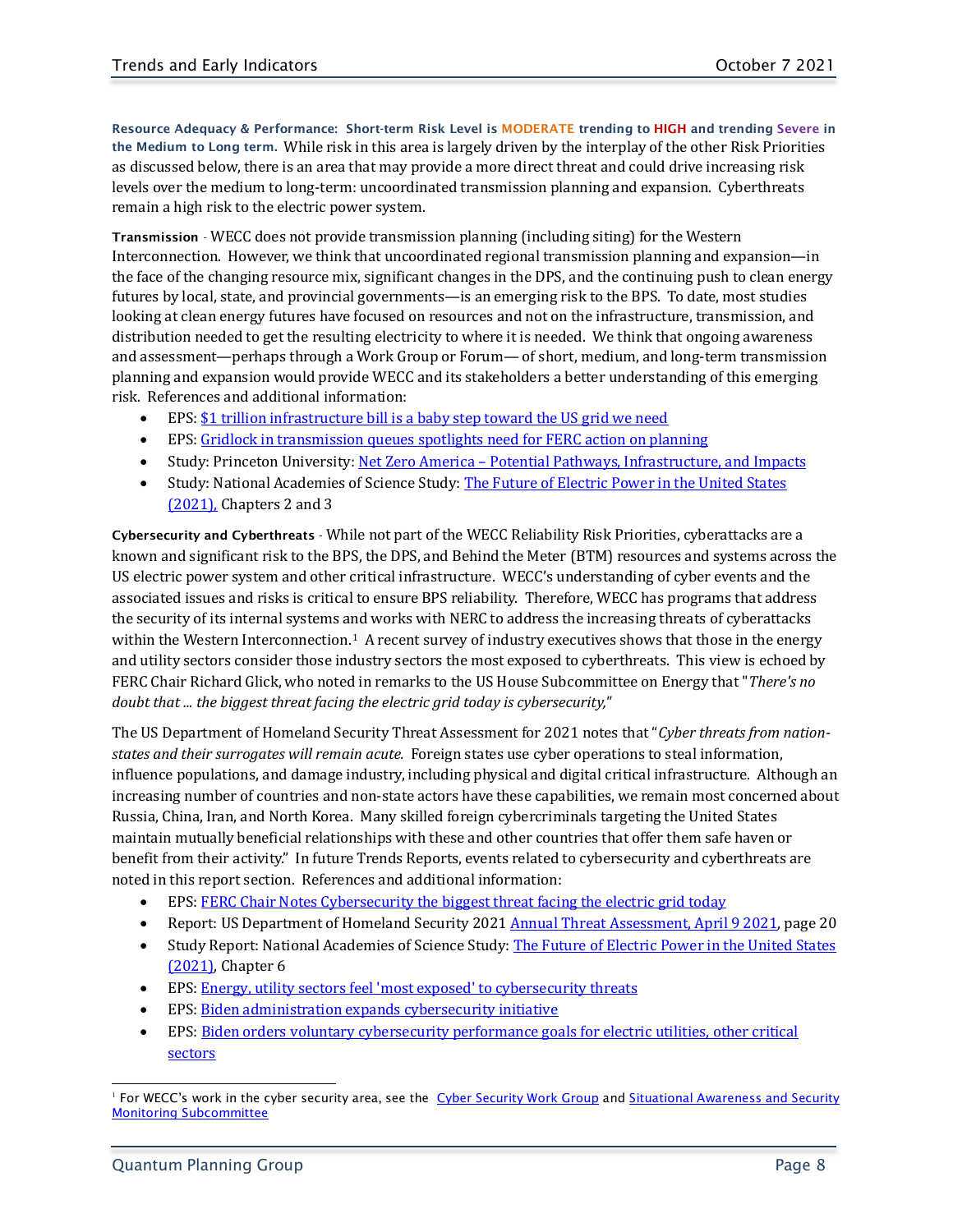**Resource Adequacy & Performance: Short-term Risk Level is MODERATE trending to HIGH and trending Severe in the Medium to Long term.** While risk in this area is largely driven by the interplay of the other Risk Priorities as discussed below, there is an area that may provide a more direct threat and could drive increasing risk levels over the medium to long-term: uncoordinated transmission planning and expansion. Cyberthreats remain a high risk to the electric power system.

**Transmission** - WECC does not provide transmission planning (including siting) for the Western Interconnection. However, we think that uncoordinated regional transmission planning and expansion—in the face of the changing resource mix, significant changes in the DPS, and the continuing push to clean energy futures by local, state, and provincial governments—is an emerging risk to the BPS. To date, most studies looking at clean energy futures have focused on resources and not on the infrastructure, transmission, and distribution needed to get the resulting electricity to where it is needed. We think that ongoing awareness and assessment—perhaps through a Work Group or Forum— of short, medium, and long-term transmission planning and expansion would provide WECC and its stakeholders a better understanding of this emerging risk. References and additional information:

- EPS: $1 trillion infrastructure bill is a baby step toward the US grid we need
- EPS: Gridlock in transmission queues spotlights need for FERC action on planning
- Study: Princeton University: Net Zero America – Potential Pathways, Infrastructure, and Impacts
- Study: National Academies of Science Study: The Future of Electric Power in the United States (2021), Chapters 2 and 3

**Cybersecurity and Cyberthreats** - While not part of the WECC Reliability Risk Priorities, cyberattacks are a known and significant risk to the BPS, the DPS, and Behind the Meter (BTM) resources and systems across the US electric power system and other critical infrastructure. WECC's understanding of cyber events and the associated issues and risks is critical to ensure BPS reliability. Therefore, WECC has programs that address the security of its internal systems and works with NERC to address the increasing threats of cyberattacks within the Western Interconnection.[1] A recent survey of industry executives shows that those in the energy and utility sectors consider those industry sectors the most exposed to cyberthreats. This view is echoed by FERC Chair Richard Glick, who noted in remarks to the US House Subcommittee on Energy that "*There's no doubt that ... the biggest threat facing the electric grid today is cybersecurity,*"

The US Department of Homeland Security Threat Assessment for 2021 notes that "*Cyber threats from nation-states and their surrogates will remain acute.* Foreign states use cyber operations to steal information, influence populations, and damage industry, including physical and digital critical infrastructure. Although an increasing number of countries and non-state actors have these capabilities, we remain most concerned about Russia, China, Iran, and North Korea. Many skilled foreign cybercriminals targeting the United States maintain mutually beneficial relationships with these and other countries that offer them safe haven or benefit from their activity." In future Trends Reports, events related to cybersecurity and cyberthreats are noted in this report section. References and additional information:

- EPS: FERC Chair Notes Cybersecurity the biggest threat facing the electric grid today
- Report: US Department of Homeland Security 2021 Annual Threat Assessment, April 9 2021, page 20
- Study Report: National Academies of Science Study: The Future of Electric Power in the United States (2021), Chapter 6
- EPS: Energy, utility sectors feel 'most exposed' to cybersecurity threats
- EPS: Biden administration expands cybersecurity initiative
- EPS: Biden orders voluntary cybersecurity performance goals for electric utilities, other critical sectors

[1] For WECC's work in the cyber security area, see the Cyber Security Work Group and Situational Awareness and Security Monitoring Subcommittee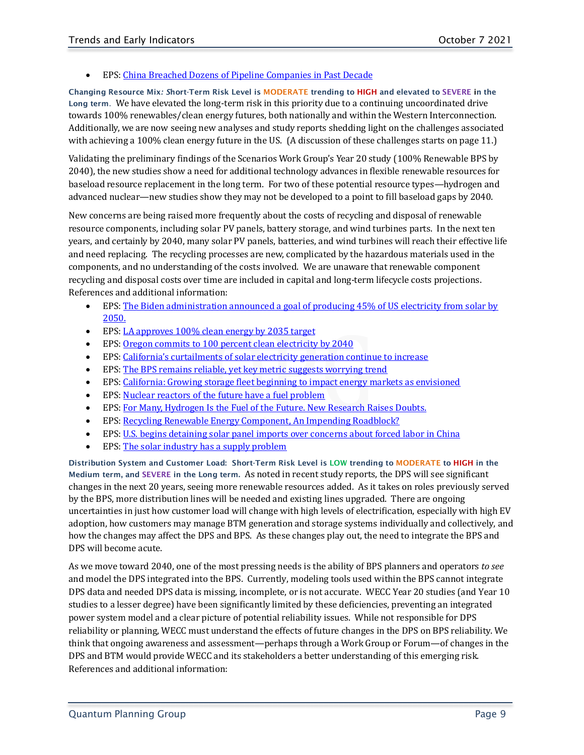- EPS: [China Breached Dozens of Pipeline Companies in Past Decade]

**Changing Resource Mix: Short-Term Risk Level is MODERATE trending to HIGH and elevated to SEVERE in the Long term.** We have elevated the long-term risk in this priority due to a continuing uncoordinated drive towards 100% renewables/clean energy futures, both nationally and within the Western Interconnection. Additionally, we are now seeing new analyses and study reports shedding light on the challenges associated with achieving a 100% clean energy future in the US. (A discussion of these challenges starts on page 11.)

Validating the preliminary findings of the Scenarios Work Group's Year 20 study (100% Renewable BPS by 2040), the new studies show a need for additional technology advances in flexible renewable resources for baseload resource replacement in the long term. For two of these potential resource types—hydrogen and advanced nuclear—new studies show they may not be developed to a point to fill baseload gaps by 2040.

New concerns are being raised more frequently about the costs of recycling and disposal of renewable resource components, including solar PV panels, battery storage, and wind turbines parts. In the next ten years, and certainly by 2040, many solar PV panels, batteries, and wind turbines will reach their effective life and need replacing. The recycling processes are new, complicated by the hazardous materials used in the components, and no understanding of the costs involved. We are unaware that renewable component recycling and disposal costs over time are included in capital and long-term lifecycle costs projections. References and additional information:

- EPS: [The Biden administration announced a goal of producing 45% of US electricity from solar by 2050.]
- EPS: [LA approves 100% clean energy by 2035 target]
- EPS: [Oregon commits to 100 percent clean electricity by 2040]
- EPS: [California's curtailments of solar electricity generation continue to increase]
- EPS: [The BPS remains reliable, yet key metric suggests worrying trend]
- EPS: [California: Growing storage fleet beginning to impact energy markets as envisioned]
- EPS: [Nuclear reactors of the future have a fuel problem]
- EPS: [For Many, Hydrogen Is the Fuel of the Future. New Research Raises Doubts.]
- EPS: [Recycling Renewable Energy Component, An Impending Roadblock?]
- EPS: [U.S. begins detaining solar panel imports over concerns about forced labor in China]
- EPS: [The solar industry has a supply problem]

**Distribution System and Customer Load: Short-Term Risk Level is LOW trending to MODERATE to HIGH in the Medium term, and SEVERE in the Long term.** As noted in recent study reports, the DPS will see significant changes in the next 20 years, seeing more renewable resources added. As it takes on roles previously served by the BPS, more distribution lines will be needed and existing lines upgraded. There are ongoing uncertainties in just how customer load will change with high levels of electrification, especially with high EV adoption, how customers may manage BTM generation and storage systems individually and collectively, and how the changes may affect the DPS and BPS. As these changes play out, the need to integrate the BPS and DPS will become acute.

As we move toward 2040, one of the most pressing needs is the ability of BPS planners and operators *to see* and model the DPS integrated into the BPS. Currently, modeling tools used within the BPS cannot integrate DPS data and needed DPS data is missing, incomplete, or is not accurate. WECC Year 20 studies (and Year 10 studies to a lesser degree) have been significantly limited by these deficiencies, preventing an integrated power system model and a clear picture of potential reliability issues. While not responsible for DPS reliability or planning, WECC must understand the effects of future changes in the DPS on BPS reliability. We think that ongoing awareness and assessment—perhaps through a Work Group or Forum—of changes in the DPS and BTM would provide WECC and its stakeholders a better understanding of this emerging risk. References and additional information: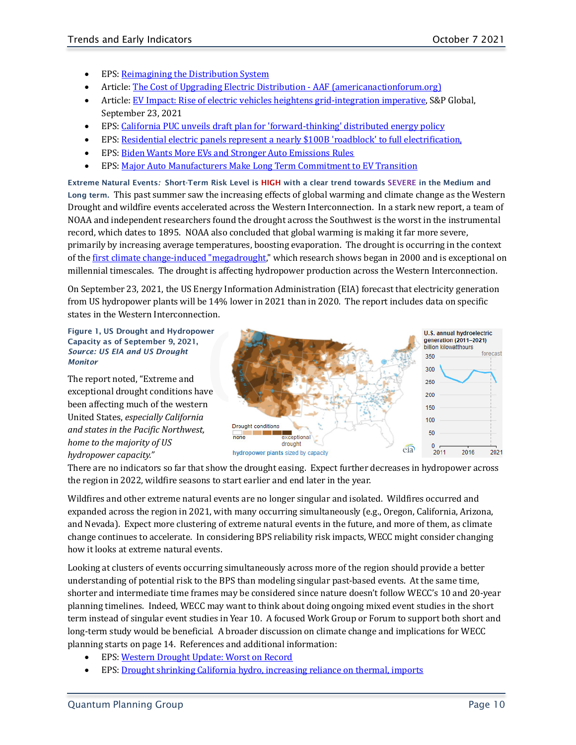- EPS: [Reimagining the Distribution System]()
- Article: [The Cost of Upgrading Electric Distribution - AAF (americanactionforum.org)]()
- Article: [EV Impact: Rise of electric vehicles heightens grid-integration imperative](), S&P Global, September 23, 2021
- EPS: [California PUC unveils draft plan for 'forward-thinking' distributed energy policy]()
- EPS: [Residential electric panels represent a nearly $100B 'roadblock' to full electrification,]()
- EPS: [Biden Wants More EVs and Stronger Auto Emissions Rules]()
- EPS: [Major Auto Manufacturers Make Long Term Commitment to EV Transition]()

**Extreme Natural Events: Short-Term Risk Level is HIGH with a clear trend towards SEVERE in the Medium and Long term.** This past summer saw the increasing effects of global warming and climate change as the Western Drought and wildfire events accelerated across the Western Interconnection. In a stark new report, a team of NOAA and independent researchers found the drought across the Southwest is the worst in the instrumental record, which dates to 1895. NOAA also concluded that global warming is making it far more severe, primarily by increasing average temperatures, boosting evaporation. The drought is occurring in the context of the [first climate change-induced "megadrought]()," which research shows began in 2000 and is exceptional on millennial timescales. The drought is affecting hydropower production across the Western Interconnection.

On September 23, 2021, the US Energy Information Administration (EIA) forecast that electricity generation from US hydropower plants will be 14% lower in 2021 than in 2020. The report includes data on specific states in the Western Interconnection.

**Figure 1, US Drought and Hydropower Capacity as of September 9, 2021, *Source: US EIA and US Drought Monitor***

The report noted, "Extreme and exceptional drought conditions have been affecting much of the western United States, *especially California and states in the Pacific Northwest, home to the majority of US hydropower capacity."*

There are no indicators so far that show the drought easing. Expect further decreases in hydropower across the region in 2022, wildfire seasons to start earlier and end later in the year.

Wildfires and other extreme natural events are no longer singular and isolated. Wildfires occurred and expanded across the region in 2021, with many occurring simultaneously (e.g., Oregon, California, Arizona, and Nevada). Expect more clustering of extreme natural events in the future, and more of them, as climate change continues to accelerate. In considering BPS reliability risk impacts, WECC might consider changing how it looks at extreme natural events.

Looking at clusters of events occurring simultaneously across more of the region should provide a better understanding of potential risk to the BPS than modeling singular past-based events. At the same time, shorter and intermediate time frames may be considered since nature doesn't follow WECC's 10 and 20-year planning timelines. Indeed, WECC may want to think about doing ongoing mixed event studies in the short term instead of singular event studies in Year 10. A focused Work Group or Forum to support both short and long-term study would be beneficial. A broader discussion on climate change and implications for WECC planning starts on page 14. References and additional information:

- EPS: [Western Drought Update: Worst on Record]()
- EPS: [Drought shrinking California hydro, increasing reliance on thermal, imports]()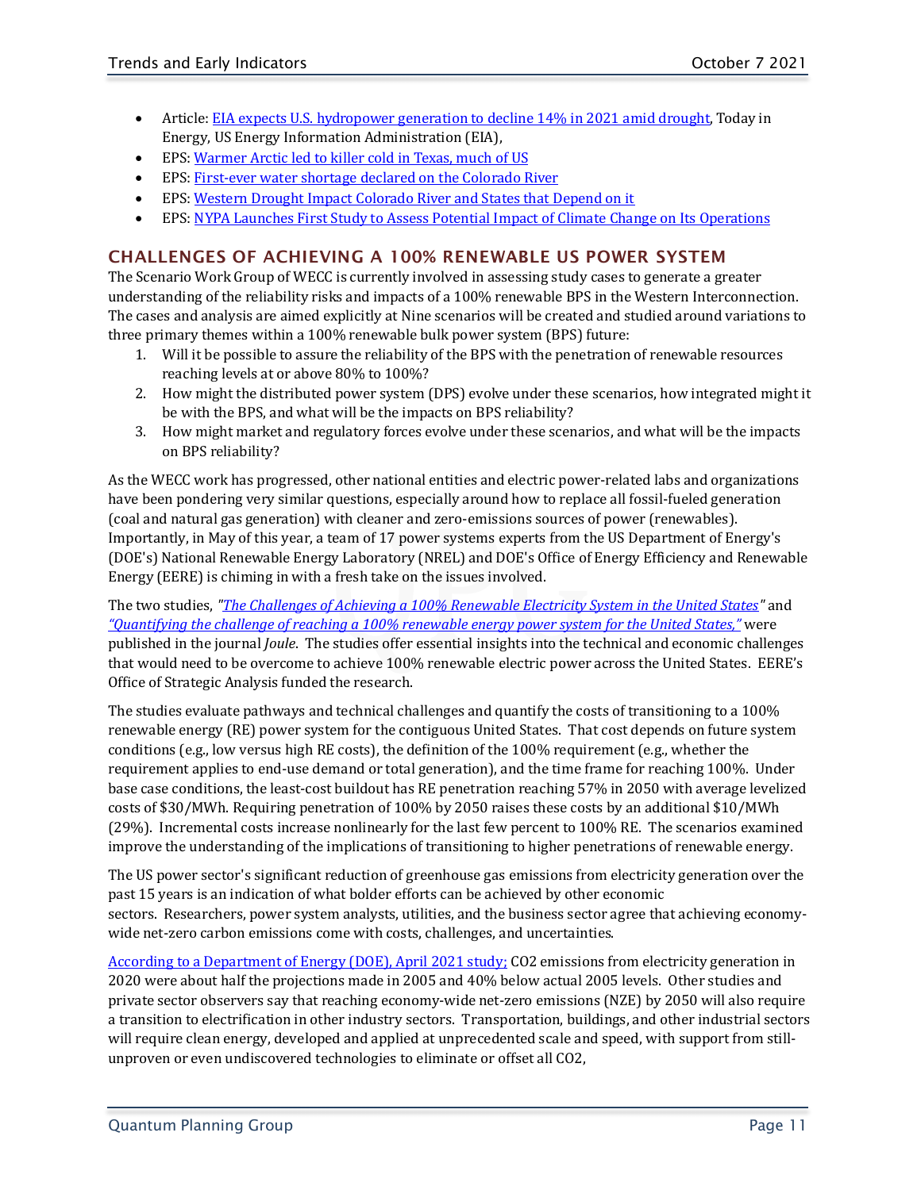- Article: [EIA expects U.S. hydropower generation to decline 14% in 2021 amid drought](), Today in Energy, US Energy Information Administration (EIA),
- EPS: [Warmer Arctic led to killer cold in Texas, much of US]()
- EPS: [First-ever water shortage declared on the Colorado River]()
- EPS: [Western Drought Impact Colorado River and States that Depend on it]()
- EPS: [NYPA Launches First Study to Assess Potential Impact of Climate Change on Its Operations]()

## CHALLENGES OF ACHIEVING A 100% RENEWABLE US POWER SYSTEM

The Scenario Work Group of WECC is currently involved in assessing study cases to generate a greater understanding of the reliability risks and impacts of a 100% renewable BPS in the Western Interconnection. The cases and analysis are aimed explicitly at Nine scenarios will be created and studied around variations to three primary themes within a 100% renewable bulk power system (BPS) future:

1. Will it be possible to assure the reliability of the BPS with the penetration of renewable resources reaching levels at or above 80% to 100%?
2. How might the distributed power system (DPS) evolve under these scenarios, how integrated might it be with the BPS, and what will be the impacts on BPS reliability?
3. How might market and regulatory forces evolve under these scenarios, and what will be the impacts on BPS reliability?

As the WECC work has progressed, other national entities and electric power-related labs and organizations have been pondering very similar questions, especially around how to replace all fossil-fueled generation (coal and natural gas generation) with cleaner and zero-emissions sources of power (renewables). Importantly, in May of this year, a team of 17 power systems experts from the US Department of Energy's (DOE's) National Renewable Energy Laboratory (NREL) and DOE's Office of Energy Efficiency and Renewable Energy (EERE) is chiming in with a fresh take on the issues involved.

The two studies, *"[The Challenges of Achieving a 100% Renewable Electricity System in the United States]()"* and *[“Quantifying the challenge of reaching a 100% renewable energy power system for the United States,”]()* were published in the journal *Joule*. The studies offer essential insights into the technical and economic challenges that would need to be overcome to achieve 100% renewable electric power across the United States. EERE’s Office of Strategic Analysis funded the research.

The studies evaluate pathways and technical challenges and quantify the costs of transitioning to a 100% renewable energy (RE) power system for the contiguous United States. That cost depends on future system conditions (e.g., low versus high RE costs), the definition of the 100% requirement (e.g., whether the requirement applies to end-use demand or total generation), and the time frame for reaching 100%. Under base case conditions, the least-cost buildout has RE penetration reaching 57% in 2050 with average levelized costs of $30/MWh. Requiring penetration of 100% by 2050 raises these costs by an additional $10/MWh (29%). Incremental costs increase nonlinearly for the last few percent to 100% RE. The scenarios examined improve the understanding of the implications of transitioning to higher penetrations of renewable energy.

The US power sector's significant reduction of greenhouse gas emissions from electricity generation over the past 15 years is an indication of what bolder efforts can be achieved by other economic sectors. Researchers, power system analysts, utilities, and the business sector agree that achieving economy-wide net-zero carbon emissions come with costs, challenges, and uncertainties.

[According to a Department of Energy (DOE), April 2021 study;]() CO2 emissions from electricity generation in 2020 were about half the projections made in 2005 and 40% below actual 2005 levels. Other studies and private sector observers say that reaching economy-wide net-zero emissions (NZE) by 2050 will also require a transition to electrification in other industry sectors. Transportation, buildings, and other industrial sectors will require clean energy, developed and applied at unprecedented scale and speed, with support from still-unproven or even undiscovered technologies to eliminate or offset all CO2,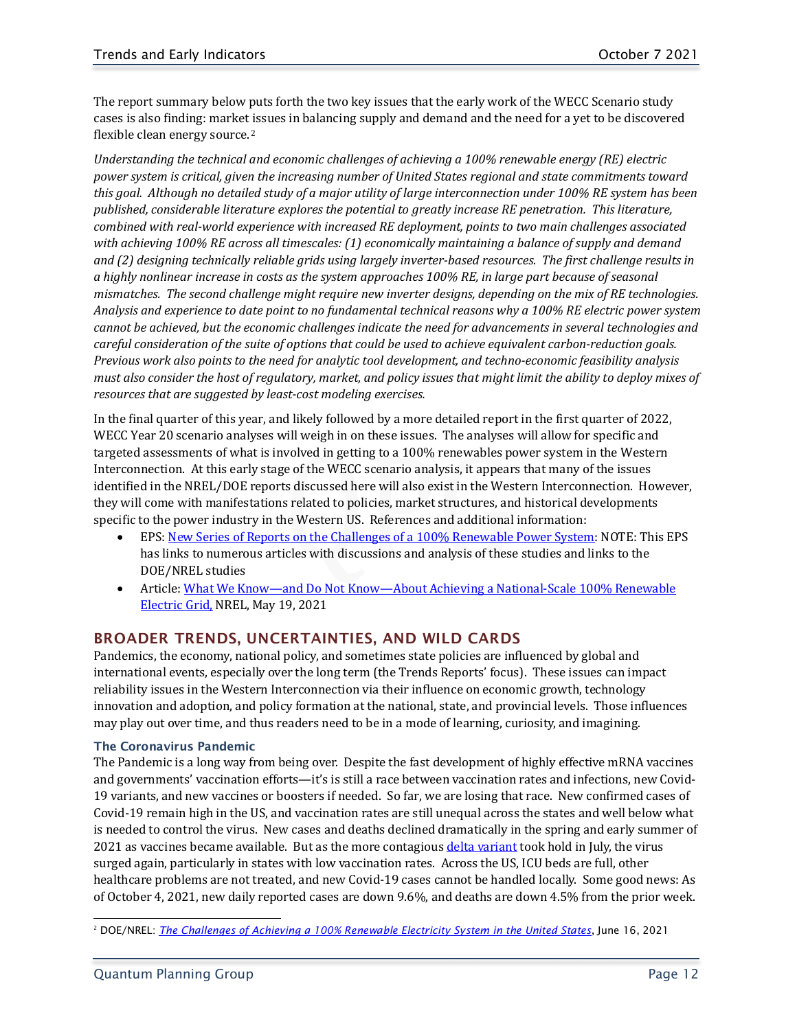The report summary below puts forth the two key issues that the early work of the WECC Scenario study cases is also finding: market issues in balancing supply and demand and the need for a yet to be discovered flexible clean energy source.[2]

*Understanding the technical and economic challenges of achieving a 100% renewable energy (RE) electric power system is critical, given the increasing number of United States regional and state commitments toward this goal. Although no detailed study of a major utility of large interconnection under 100% RE system has been published, considerable literature explores the potential to greatly increase RE penetration. This literature, combined with real-world experience with increased RE deployment, points to two main challenges associated with achieving 100% RE across all timescales: (1) economically maintaining a balance of supply and demand and (2) designing technically reliable grids using largely inverter-based resources. The first challenge results in a highly nonlinear increase in costs as the system approaches 100% RE, in large part because of seasonal mismatches. The second challenge might require new inverter designs, depending on the mix of RE technologies. Analysis and experience to date point to no fundamental technical reasons why a 100% RE electric power system cannot be achieved, but the economic challenges indicate the need for advancements in several technologies and careful consideration of the suite of options that could be used to achieve equivalent carbon-reduction goals. Previous work also points to the need for analytic tool development, and techno-economic feasibility analysis must also consider the host of regulatory, market, and policy issues that might limit the ability to deploy mixes of resources that are suggested by least-cost modeling exercises.*

In the final quarter of this year, and likely followed by a more detailed report in the first quarter of 2022, WECC Year 20 scenario analyses will weigh in on these issues. The analyses will allow for specific and targeted assessments of what is involved in getting to a 100% renewables power system in the Western Interconnection. At this early stage of the WECC scenario analysis, it appears that many of the issues identified in the NREL/DOE reports discussed here will also exist in the Western Interconnection. However, they will come with manifestations related to policies, market structures, and historical developments specific to the power industry in the Western US. References and additional information:

- EPS: New Series of Reports on the Challenges of a 100% Renewable Power System: NOTE: This EPS has links to numerous articles with discussions and analysis of these studies and links to the DOE/NREL studies
- Article: What We Know—and Do Not Know—About Achieving a National-Scale 100% Renewable Electric Grid, NREL, May 19, 2021

## BROADER TRENDS, UNCERTAINTIES, AND WILD CARDS

Pandemics, the economy, national policy, and sometimes state policies are influenced by global and international events, especially over the long term (the Trends Reports' focus). These issues can impact reliability issues in the Western Interconnection via their influence on economic growth, technology innovation and adoption, and policy formation at the national, state, and provincial levels. Those influences may play out over time, and thus readers need to be in a mode of learning, curiosity, and imagining.

### The Coronavirus Pandemic

The Pandemic is a long way from being over. Despite the fast development of highly effective mRNA vaccines and governments' vaccination efforts—it's is still a race between vaccination rates and infections, new Covid-19 variants, and new vaccines or boosters if needed. So far, we are losing that race. New confirmed cases of Covid-19 remain high in the US, and vaccination rates are still unequal across the states and well below what is needed to control the virus. New cases and deaths declined dramatically in the spring and early summer of 2021 as vaccines became available. But as the more contagious delta variant took hold in July, the virus surged again, particularly in states with low vaccination rates. Across the US, ICU beds are full, other healthcare problems are not treated, and new Covid-19 cases cannot be handled locally. Some good news: As of October 4, 2021, new daily reported cases are down 9.6%, and deaths are down 4.5% from the prior week.

[2] DOE/NREL: *The Challenges of Achieving a 100% Renewable Electricity System in the United States*, June 16, 2021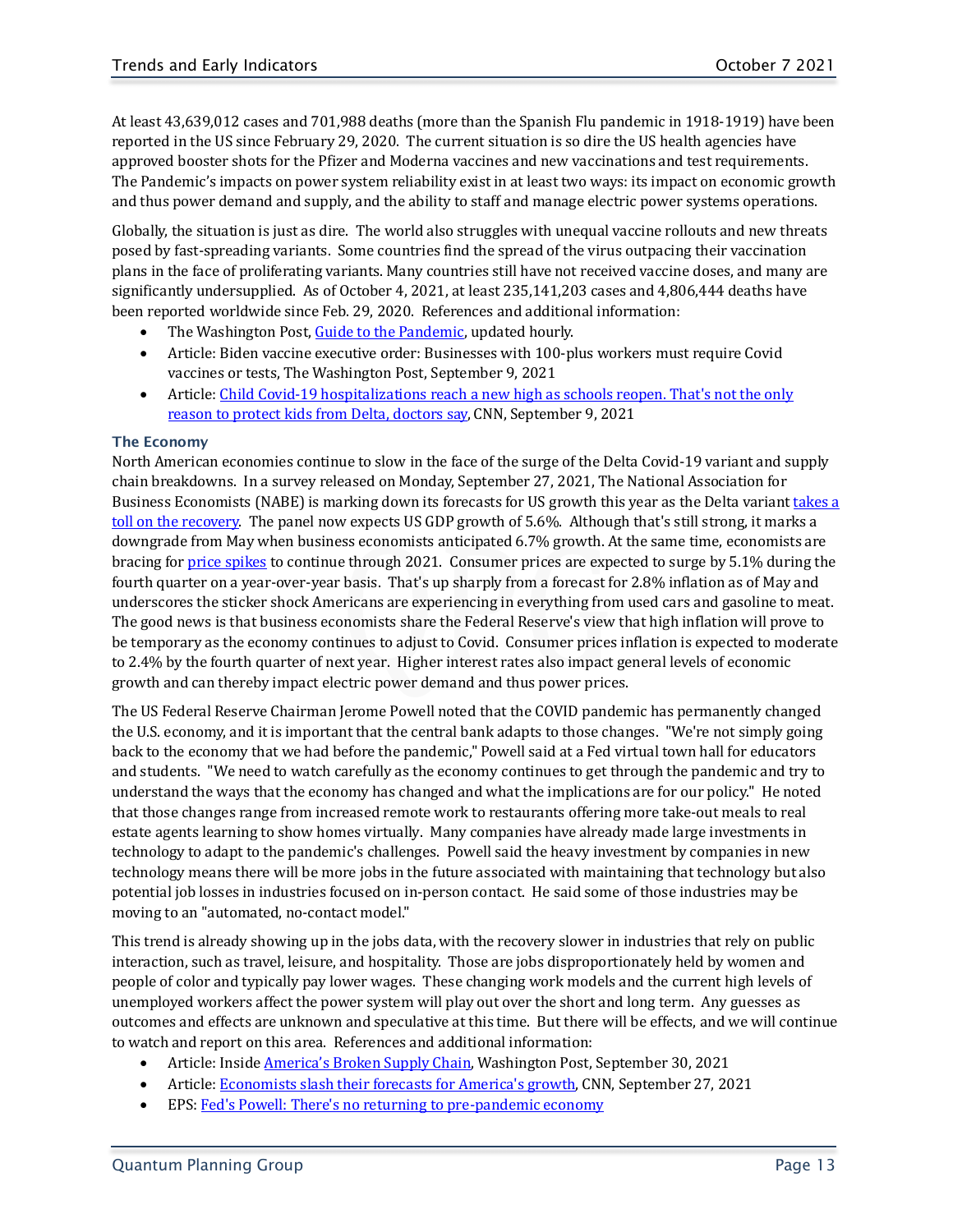At least 43,639,012 cases and 701,988 deaths (more than the Spanish Flu pandemic in 1918-1919) have been reported in the US since February 29, 2020. The current situation is so dire the US health agencies have approved booster shots for the Pfizer and Moderna vaccines and new vaccinations and test requirements. The Pandemic's impacts on power system reliability exist in at least two ways: its impact on economic growth and thus power demand and supply, and the ability to staff and manage electric power systems operations.

Globally, the situation is just as dire. The world also struggles with unequal vaccine rollouts and new threats posed by fast-spreading variants. Some countries find the spread of the virus outpacing their vaccination plans in the face of proliferating variants. Many countries still have not received vaccine doses, and many are significantly undersupplied. As of October 4, 2021, at least 235,141,203 cases and 4,806,444 deaths have been reported worldwide since Feb. 29, 2020. References and additional information:

- The Washington Post, Guide to the Pandemic, updated hourly.
- Article: Biden vaccine executive order: Businesses with 100-plus workers must require Covid vaccines or tests, The Washington Post, September 9, 2021
- Article: Child Covid-19 hospitalizations reach a new high as schools reopen. That's not the only reason to protect kids from Delta, doctors say, CNN, September 9, 2021

### The Economy

North American economies continue to slow in the face of the surge of the Delta Covid-19 variant and supply chain breakdowns. In a survey released on Monday, September 27, 2021, The National Association for Business Economists (NABE) is marking down its forecasts for US growth this year as the Delta variant takes a toll on the recovery. The panel now expects US GDP growth of 5.6%. Although that's still strong, it marks a downgrade from May when business economists anticipated 6.7% growth. At the same time, economists are bracing for price spikes to continue through 2021. Consumer prices are expected to surge by 5.1% during the fourth quarter on a year-over-year basis. That's up sharply from a forecast for 2.8% inflation as of May and underscores the sticker shock Americans are experiencing in everything from used cars and gasoline to meat. The good news is that business economists share the Federal Reserve's view that high inflation will prove to be temporary as the economy continues to adjust to Covid. Consumer prices inflation is expected to moderate to 2.4% by the fourth quarter of next year. Higher interest rates also impact general levels of economic growth and can thereby impact electric power demand and thus power prices.

The US Federal Reserve Chairman Jerome Powell noted that the COVID pandemic has permanently changed the U.S. economy, and it is important that the central bank adapts to those changes. "We're not simply going back to the economy that we had before the pandemic," Powell said at a Fed virtual town hall for educators and students. "We need to watch carefully as the economy continues to get through the pandemic and try to understand the ways that the economy has changed and what the implications are for our policy." He noted that those changes range from increased remote work to restaurants offering more take-out meals to real estate agents learning to show homes virtually. Many companies have already made large investments in technology to adapt to the pandemic's challenges. Powell said the heavy investment by companies in new technology means there will be more jobs in the future associated with maintaining that technology but also potential job losses in industries focused on in-person contact. He said some of those industries may be moving to an "automated, no-contact model."

This trend is already showing up in the jobs data, with the recovery slower in industries that rely on public interaction, such as travel, leisure, and hospitality. Those are jobs disproportionately held by women and people of color and typically pay lower wages. These changing work models and the current high levels of unemployed workers affect the power system will play out over the short and long term. Any guesses as outcomes and effects are unknown and speculative at this time. But there will be effects, and we will continue to watch and report on this area. References and additional information:

- Article: Inside America's Broken Supply Chain, Washington Post, September 30, 2021
- Article: Economists slash their forecasts for America's growth, CNN, September 27, 2021
- EPS: Fed's Powell: There's no returning to pre-pandemic economy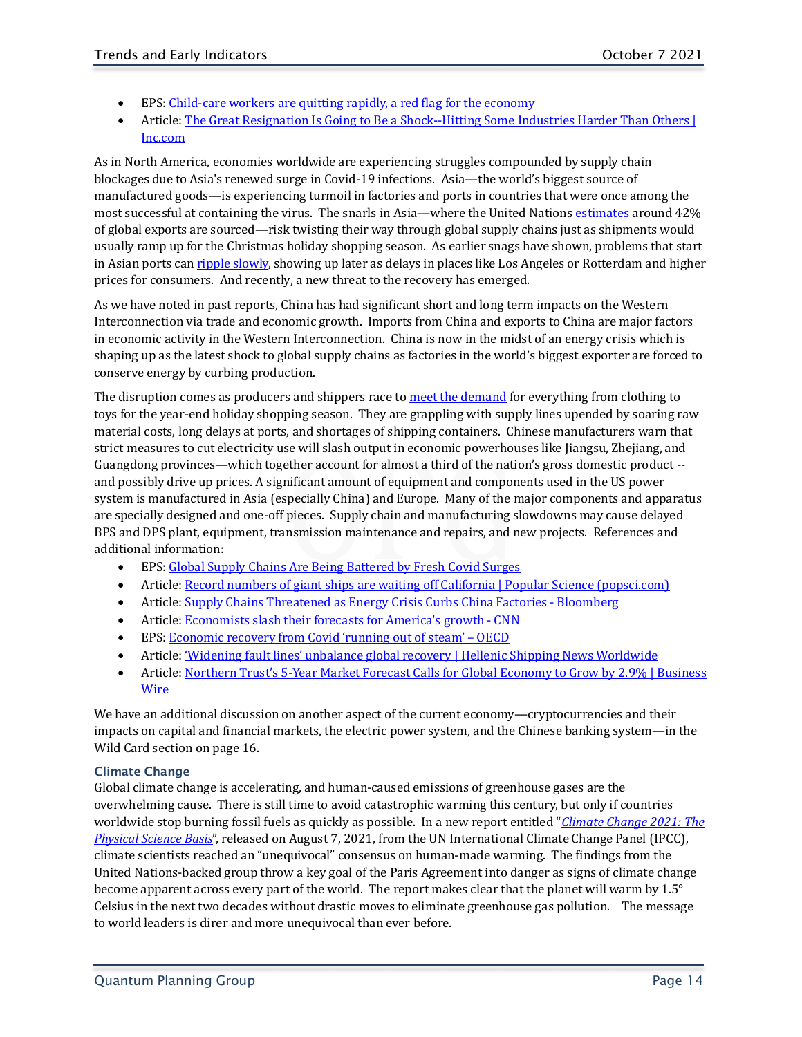- EPS: Child-care workers are quitting rapidly, a red flag for the economy
- Article: The Great Resignation Is Going to Be a Shock--Hitting Some Industries Harder Than Others | Inc.com

As in North America, economies worldwide are experiencing struggles compounded by supply chain blockages due to Asia's renewed surge in Covid-19 infections. Asia—the world's biggest source of manufactured goods—is experiencing turmoil in factories and ports in countries that were once among the most successful at containing the virus. The snarls in Asia—where the United Nations estimates around 42% of global exports are sourced—risk twisting their way through global supply chains just as shipments would usually ramp up for the Christmas holiday shopping season. As earlier snags have shown, problems that start in Asian ports can ripple slowly, showing up later as delays in places like Los Angeles or Rotterdam and higher prices for consumers. And recently, a new threat to the recovery has emerged.

As we have noted in past reports, China has had significant short and long term impacts on the Western Interconnection via trade and economic growth. Imports from China and exports to China are major factors in economic activity in the Western Interconnection. China is now in the midst of an energy crisis which is shaping up as the latest shock to global supply chains as factories in the world's biggest exporter are forced to conserve energy by curbing production.

The disruption comes as producers and shippers race to meet the demand for everything from clothing to toys for the year-end holiday shopping season. They are grappling with supply lines upended by soaring raw material costs, long delays at ports, and shortages of shipping containers. Chinese manufacturers warn that strict measures to cut electricity use will slash output in economic powerhouses like Jiangsu, Zhejiang, and Guangdong provinces—which together account for almost a third of the nation's gross domestic product -- and possibly drive up prices. A significant amount of equipment and components used in the US power system is manufactured in Asia (especially China) and Europe. Many of the major components and apparatus are specially designed and one-off pieces. Supply chain and manufacturing slowdowns may cause delayed BPS and DPS plant, equipment, transmission maintenance and repairs, and new projects. References and additional information:

- EPS: Global Supply Chains Are Being Battered by Fresh Covid Surges
- Article: Record numbers of giant ships are waiting off California | Popular Science (popsci.com)
- Article: Supply Chains Threatened as Energy Crisis Curbs China Factories - Bloomberg
- Article: Economists slash their forecasts for America's growth - CNN
- EPS: Economic recovery from Covid 'running out of steam' – OECD
- Article: 'Widening fault lines' unbalance global recovery | Hellenic Shipping News Worldwide
- Article: Northern Trust's 5-Year Market Forecast Calls for Global Economy to Grow by 2.9% | Business Wire

We have an additional discussion on another aspect of the current economy—cryptocurrencies and their impacts on capital and financial markets, the electric power system, and the Chinese banking system—in the Wild Card section on page 16.

### Climate Change

Global climate change is accelerating, and human-caused emissions of greenhouse gases are the overwhelming cause. There is still time to avoid catastrophic warming this century, but only if countries worldwide stop burning fossil fuels as quickly as possible. In a new report entitled "*Climate Change 2021: The Physical Science Basis*", released on August 7, 2021, from the UN International Climate Change Panel (IPCC), climate scientists reached an "unequivocal" consensus on human-made warming. The findings from the United Nations-backed group throw a key goal of the Paris Agreement into danger as signs of climate change become apparent across every part of the world. The report makes clear that the planet will warm by 1.5° Celsius in the next two decades without drastic moves to eliminate greenhouse gas pollution. The message to world leaders is direr and more unequivocal than ever before.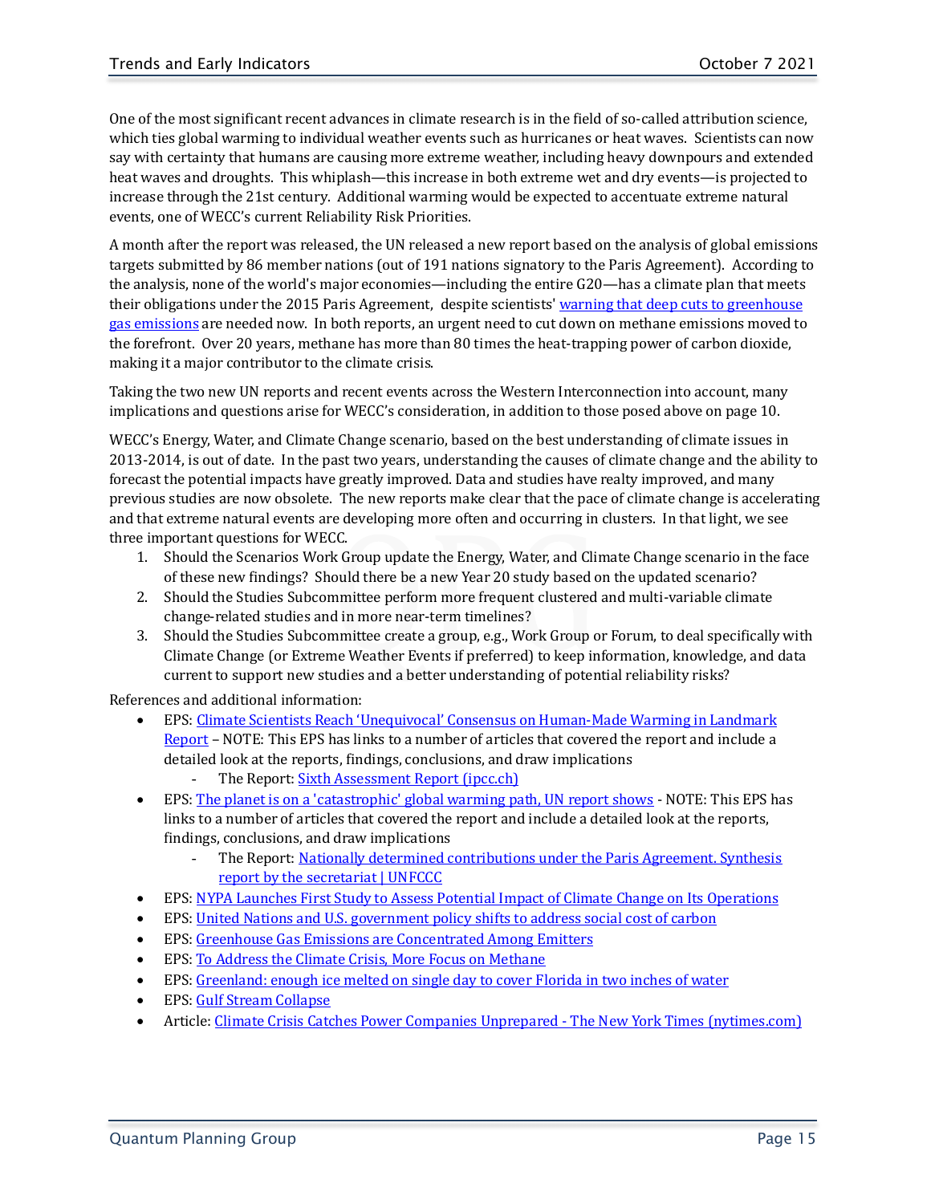One of the most significant recent advances in climate research is in the field of so-called attribution science, which ties global warming to individual weather events such as hurricanes or heat waves. Scientists can now say with certainty that humans are causing more extreme weather, including heavy downpours and extended heat waves and droughts. This whiplash—this increase in both extreme wet and dry events—is projected to increase through the 21st century. Additional warming would be expected to accentuate extreme natural events, one of WECC's current Reliability Risk Priorities.

A month after the report was released, the UN released a new report based on the analysis of global emissions targets submitted by 86 member nations (out of 191 nations signatory to the Paris Agreement). According to the analysis, none of the world's major economies—including the entire G20—has a climate plan that meets their obligations under the 2015 Paris Agreement, despite scientists' warning that deep cuts to greenhouse gas emissions are needed now. In both reports, an urgent need to cut down on methane emissions moved to the forefront. Over 20 years, methane has more than 80 times the heat-trapping power of carbon dioxide, making it a major contributor to the climate crisis.

Taking the two new UN reports and recent events across the Western Interconnection into account, many implications and questions arise for WECC's consideration, in addition to those posed above on page 10.

WECC's Energy, Water, and Climate Change scenario, based on the best understanding of climate issues in 2013-2014, is out of date. In the past two years, understanding the causes of climate change and the ability to forecast the potential impacts have greatly improved. Data and studies have realty improved, and many previous studies are now obsolete. The new reports make clear that the pace of climate change is accelerating and that extreme natural events are developing more often and occurring in clusters. In that light, we see three important questions for WECC.

1. Should the Scenarios Work Group update the Energy, Water, and Climate Change scenario in the face of these new findings? Should there be a new Year 20 study based on the updated scenario?
2. Should the Studies Subcommittee perform more frequent clustered and multi-variable climate change-related studies and in more near-term timelines?
3. Should the Studies Subcommittee create a group, e.g., Work Group or Forum, to deal specifically with Climate Change (or Extreme Weather Events if preferred) to keep information, knowledge, and data current to support new studies and a better understanding of potential reliability risks?

References and additional information:

- EPS: Climate Scientists Reach 'Unequivocal' Consensus on Human-Made Warming in Landmark Report – NOTE: This EPS has links to a number of articles that covered the report and include a detailed look at the reports, findings, conclusions, and draw implications
  - The Report: Sixth Assessment Report (ipcc.ch)
- EPS: The planet is on a 'catastrophic' global warming path, UN report shows - NOTE: This EPS has links to a number of articles that covered the report and include a detailed look at the reports, findings, conclusions, and draw implications
  - The Report: Nationally determined contributions under the Paris Agreement. Synthesis report by the secretariat | UNFCCC
- EPS: NYPA Launches First Study to Assess Potential Impact of Climate Change on Its Operations
- EPS: United Nations and U.S. government policy shifts to address social cost of carbon
- EPS: Greenhouse Gas Emissions are Concentrated Among Emitters
- EPS: To Address the Climate Crisis, More Focus on Methane
- EPS: Greenland: enough ice melted on single day to cover Florida in two inches of water
- EPS: Gulf Stream Collapse
- Article: Climate Crisis Catches Power Companies Unprepared - The New York Times (nytimes.com)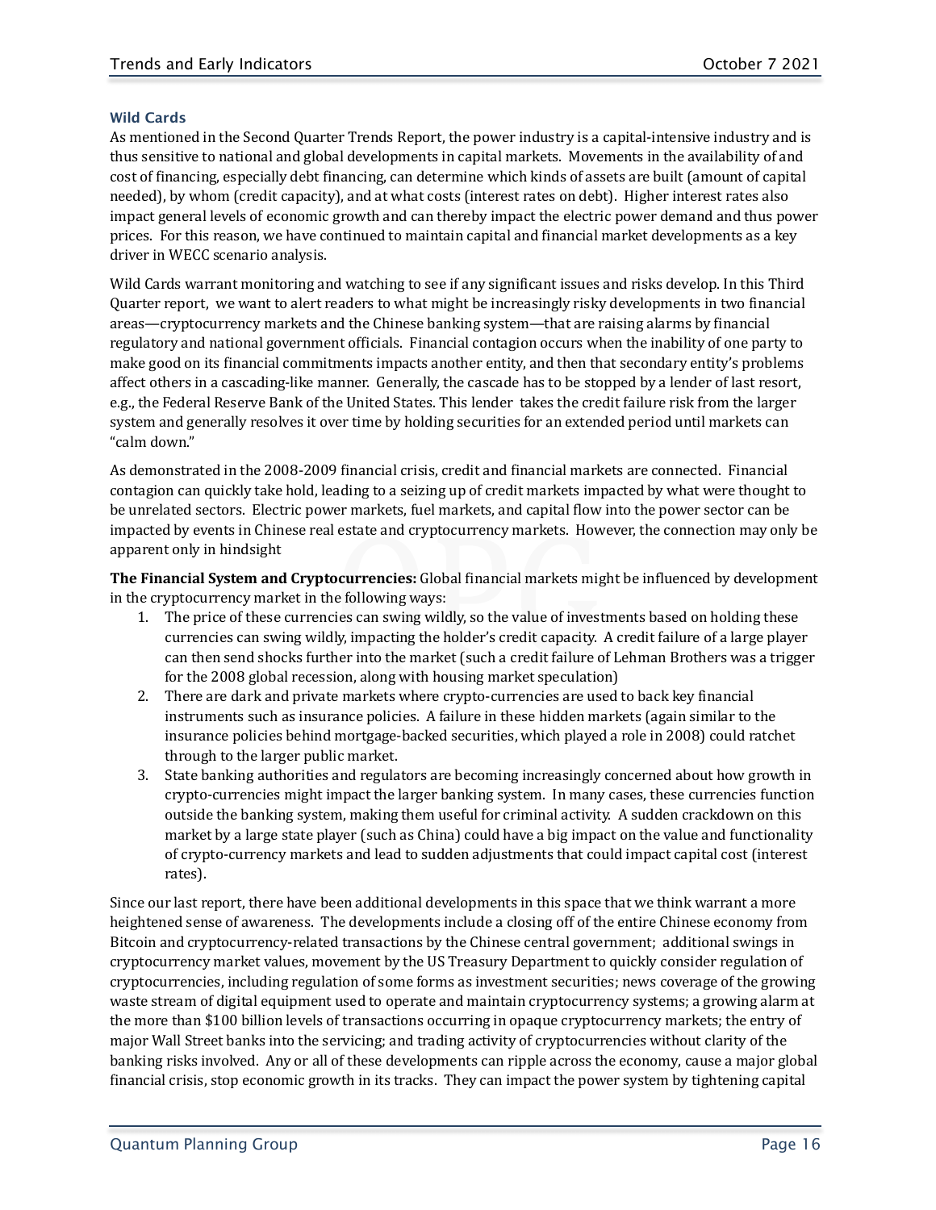### Wild Cards

As mentioned in the Second Quarter Trends Report, the power industry is a capital-intensive industry and is thus sensitive to national and global developments in capital markets. Movements in the availability of and cost of financing, especially debt financing, can determine which kinds of assets are built (amount of capital needed), by whom (credit capacity), and at what costs (interest rates on debt). Higher interest rates also impact general levels of economic growth and can thereby impact the electric power demand and thus power prices. For this reason, we have continued to maintain capital and financial market developments as a key driver in WECC scenario analysis.

Wild Cards warrant monitoring and watching to see if any significant issues and risks develop. In this Third Quarter report, we want to alert readers to what might be increasingly risky developments in two financial areas—cryptocurrency markets and the Chinese banking system—that are raising alarms by financial regulatory and national government officials. Financial contagion occurs when the inability of one party to make good on its financial commitments impacts another entity, and then that secondary entity's problems affect others in a cascading-like manner. Generally, the cascade has to be stopped by a lender of last resort, e.g., the Federal Reserve Bank of the United States. This lender takes the credit failure risk from the larger system and generally resolves it over time by holding securities for an extended period until markets can "calm down."

As demonstrated in the 2008-2009 financial crisis, credit and financial markets are connected. Financial contagion can quickly take hold, leading to a seizing up of credit markets impacted by what were thought to be unrelated sectors. Electric power markets, fuel markets, and capital flow into the power sector can be impacted by events in Chinese real estate and cryptocurrency markets. However, the connection may only be apparent only in hindsight

**The Financial System and Cryptocurrencies:** Global financial markets might be influenced by development in the cryptocurrency market in the following ways:

1. The price of these currencies can swing wildly, so the value of investments based on holding these currencies can swing wildly, impacting the holder's credit capacity. A credit failure of a large player can then send shocks further into the market (such a credit failure of Lehman Brothers was a trigger for the 2008 global recession, along with housing market speculation)
2. There are dark and private markets where crypto-currencies are used to back key financial instruments such as insurance policies. A failure in these hidden markets (again similar to the insurance policies behind mortgage-backed securities, which played a role in 2008) could ratchet through to the larger public market.
3. State banking authorities and regulators are becoming increasingly concerned about how growth in crypto-currencies might impact the larger banking system. In many cases, these currencies function outside the banking system, making them useful for criminal activity. A sudden crackdown on this market by a large state player (such as China) could have a big impact on the value and functionality of crypto-currency markets and lead to sudden adjustments that could impact capital cost (interest rates).

Since our last report, there have been additional developments in this space that we think warrant a more heightened sense of awareness. The developments include a closing off of the entire Chinese economy from Bitcoin and cryptocurrency-related transactions by the Chinese central government; additional swings in cryptocurrency market values, movement by the US Treasury Department to quickly consider regulation of cryptocurrencies, including regulation of some forms as investment securities; news coverage of the growing waste stream of digital equipment used to operate and maintain cryptocurrency systems; a growing alarm at the more than $100 billion levels of transactions occurring in opaque cryptocurrency markets; the entry of major Wall Street banks into the servicing; and trading activity of cryptocurrencies without clarity of the banking risks involved. Any or all of these developments can ripple across the economy, cause a major global financial crisis, stop economic growth in its tracks. They can impact the power system by tightening capital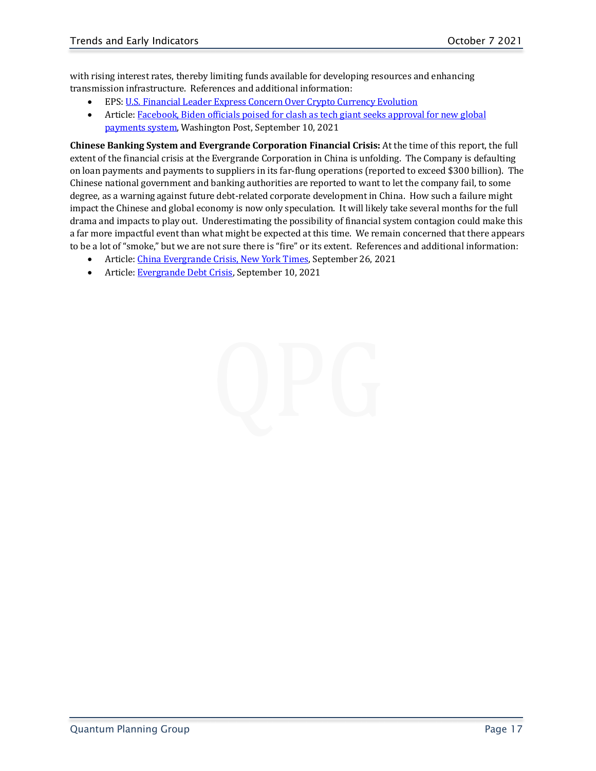with rising interest rates, thereby limiting funds available for developing resources and enhancing transmission infrastructure. References and additional information:

- EPS: U.S. Financial Leader Express Concern Over Crypto Currency Evolution
- Article: Facebook, Biden officials poised for clash as tech giant seeks approval for new global payments system, Washington Post, September 10, 2021

**Chinese Banking System and Evergrande Corporation Financial Crisis:** At the time of this report, the full extent of the financial crisis at the Evergrande Corporation in China is unfolding. The Company is defaulting on loan payments and payments to suppliers in its far-flung operations (reported to exceed $300 billion). The Chinese national government and banking authorities are reported to want to let the company fail, to some degree, as a warning against future debt-related corporate development in China. How such a failure might impact the Chinese and global economy is now only speculation. It will likely take several months for the full drama and impacts to play out. Underestimating the possibility of financial system contagion could make this a far more impactful event than what might be expected at this time. We remain concerned that there appears to be a lot of "smoke," but we are not sure there is "fire" or its extent. References and additional information:

- Article: China Evergrande Crisis, New York Times, September 26, 2021
- Article: Evergrande Debt Crisis, September 10, 2021